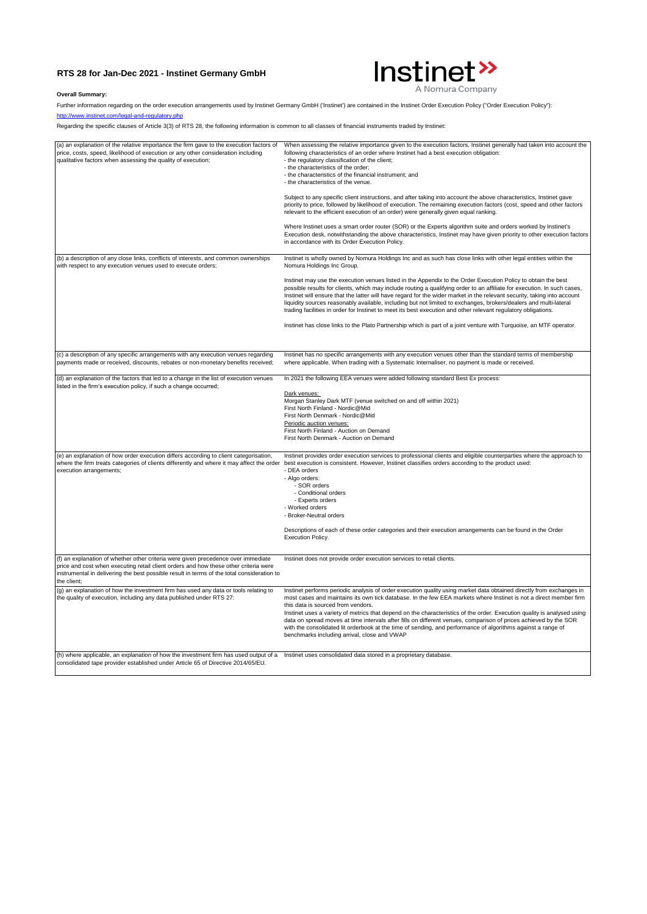## RTS 28 for Jan-Dec 2021 - Instinet Germany GmbH

Instinet
A Nomura Company

**Overall Summary:**

Further information regarding on the order execution arrangements used by Instinet Germany GmbH ('Instinet') are contained in the Instinet Order Execution Policy ("Order Execution Policy"):

http://www.instinet.com/legal-and-regulatory.php

Regarding the specific clauses of Article 3(3) of RTS 28, the following information is common to all classes of financial instruments traded by Instinet:

| | |
|---|---|
| (a) an explanation of the relative importance the firm gave to the execution factors of price, costs, speed, likelihood of execution or any other consideration including qualitative factors when assessing the quality of execution; | When assessing the relative importance given to the execution factors, Instinet generally had taken into account the following characteristics of an order where Instinet had a best execution obligation:<br>- the regulatory classification of the client;<br>- the characteristics of the order;<br>- the characteristics of the financial instrument; and<br>- the characteristics of the venue.<br><br>Subject to any specific client instructions, and after taking into account the above characteristics, Instinet gave priority to price, followed by likelihood of execution. The remaining execution factors (cost, speed and other factors relevant to the efficient execution of an order) were generally given equal ranking.<br><br>Where Instinet uses a smart order router (SOR) or the Experts algorithm suite and orders worked by Instinet's Execution desk, notwithstanding the above characteristics, Instinet may have given priority to other execution factors in accordance with its Order Execution Policy. |
| (b) a description of any close links, conflicts of interests, and common ownerships with respect to any execution venues used to execute orders; | Instinet is wholly owned by Nomura Holdings Inc and as such has close links with other legal entities within the Nomura Holdings Inc Group.<br><br>Instinet may use the execution venues listed in the Appendix to the Order Execution Policy to obtain the best possible results for clients, which may include routing a qualifying order to an affiliate for execution. In such cases, Instinet will ensure that the latter will have regard for the wider market in the relevant security, taking into account liquidity sources reasonably available, including but not limited to exchanges, brokers/dealers and multi-lateral trading facilities in order for Instinet to meet its best execution and other relevant regulatory obligations.<br><br>Instinet has close links to the Plato Partnership which is part of a joint venture with Turquoise, an MTF operator. |
| (c) a description of any specific arrangements with any execution venues regarding payments made or received, discounts, rebates or non-monetary benefits received; | Instinet has no specific arrangements with any execution venues other than the standard terms of membership where applicable. When trading with a Systematic Internaliser, no payment is made or received. |
| (d) an explanation of the factors that led to a change in the list of execution venues listed in the firm's execution policy, if such a change occurred; | In 2021 the following EEA venues were added following standard Best Ex process:<br><br>Dark venues:<br>Morgan Stanley Dark MTF (venue switched on and off within 2021)<br>First North Finland - Nordic@Mid<br>First North Denmark - Nordic@Mid<br>Periodic auction venues:<br>First North Finland - Auction on Demand<br>First North Denmark - Auction on Demand |
| (e) an explanation of how order execution differs according to client categorisation, where the firm treats categories of clients differently and where it may affect the order execution arrangements; | Instinet provides order execution services to professional clients and eligible counterparties where the approach to best execution is consistent. However, Instinet classifies orders according to the product used:<br>- DEA orders<br>- Algo orders:<br>&nbsp;&nbsp;- SOR orders<br>&nbsp;&nbsp;- Conditional orders<br>&nbsp;&nbsp;- Experts orders<br>- Worked orders<br>- Broker-Neutral orders<br><br>Descriptions of each of these order categories and their execution arrangements can be found in the Order Execution Policy. |
| (f) an explanation of whether other criteria were given precedence over immediate price and cost when executing retail client orders and how these other criteria were instrumental in delivering the best possible result in terms of the total consideration to the client; | Instinet does not provide order execution services to retail clients. |
| (g) an explanation of how the investment firm has used any data or tools relating to the quality of execution, including any data published under RTS 27; | Instinet performs periodic analysis of order execution quality using market data obtained directly from exchanges in most cases and maintains its own tick database. In the few EEA markets where Instinet is not a direct member firm this data is sourced from vendors.<br>Instinet uses a variety of metrics that depend on the characteristics of the order. Execution quality is analysed using data on spread moves at time intervals after fills on different venues, comparison of prices achieved by the SOR with the consolidated lit orderbook at the time of sending, and performance of algorithms against a range of benchmarks including arrival, close and VWAP |
| (h) where applicable, an explanation of how the investment firm has used output of a consolidated tape provider established under Article 65 of Directive 2014/65/EU. | Instinet uses consolidated data stored in a proprietary database. |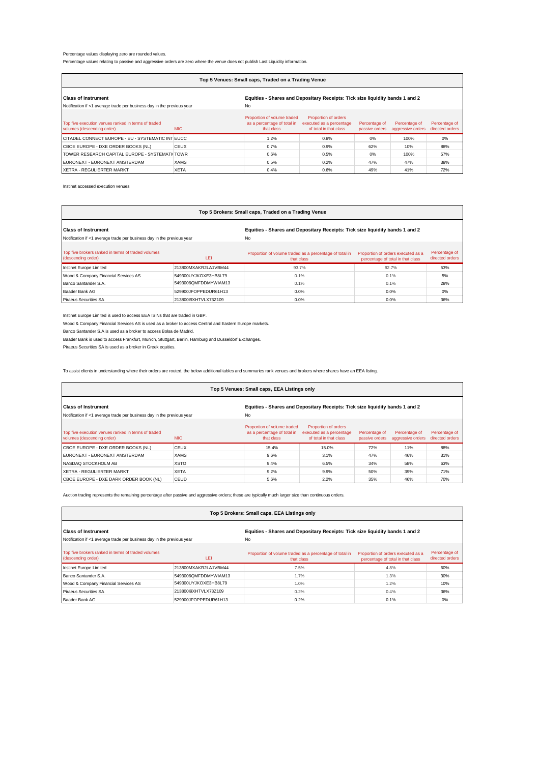Percentage values displaying zero are rounded values.

Percentage values relating to passive and aggressive orders are zero where the venue does not publish Last Liquidity information.

| Top 5 Venues: Small caps, Traded on a Trading Venue | | | | | | |
|---|---|---|---|---|---|---|
| **Class of Instrument** | | **Equities - Shares and Depositary Receipts: Tick size liquidity bands 1 and 2** | | | | |
| Notification if <1 average trade per business day in the previous year | | No | | | | |
| Top five execution venues ranked in terms of traded volumes (descending order) | MIC | Proportion of volume traded as a percentage of total in that class | Proportion of orders executed as a percentage of total in that class | Percentage of passive orders | Percentage of aggressive orders | Percentage of directed orders |
| CITADEL CONNECT EUROPE - EU - SYSTEMATIC INT | EUCC | 1.2% | 0.8% | 0% | 100% | 0% |
| CBOE EUROPE - DXE ORDER BOOKS (NL) | CEUX | 0.7% | 0.9% | 62% | 10% | 88% |
| TOWER RESEARCH CAPITAL EUROPE - SYSTEMATI | TOWR | 0.6% | 0.5% | 0% | 100% | 57% |
| EURONEXT - EURONEXT AMSTERDAM | XAMS | 0.5% | 0.2% | 47% | 47% | 38% |
| XETRA - REGULIERTER MARKT | XETA | 0.4% | 0.6% | 49% | 41% | 72% |

Instinet accessed execution venues

| Top 5 Brokers: Small caps, Traded on a Trading Venue | | | | |
|---|---|---|---|---|
| **Class of Instrument** | | **Equities - Shares and Depositary Receipts: Tick size liquidity bands 1 and 2** | | |
| Notification if <1 average trade per business day in the previous year | | No | | |
| Top five brokers ranked in terms of traded volumes (descending order) | LEI | Proportion of volume traded as a percentage of total in that class | Proportion of orders executed as a percentage of total in that class | Percentage of directed orders |
| Instinet Europe Limited | 213800MXAKR2LA1VBM44 | 93.7% | 92.7% | 53% |
| Wood & Company Financial Services AS | 549300UYJKOXE3HB8L79 | 0.1% | 0.1% | 5% |
| Banco Santander S.A. | 5493006QMFDDMYWIAM13 | 0.1% | 0.1% | 28% |
| Baader Bank AG | 529900JFOPPEDUR61H13 | 0.0% | 0.0% | 0% |
| Piraeus Securities SA | 213800I9XHTVLX73Z109 | 0.0% | 0.0% | 36% |

Instinet Europe Limited is used to access EEA ISINs that are traded in GBP.

Wood & Company Financial Services AS is used as a broker to access Central and Eastern Europe markets.

Banco Santander S.A is used as a broker to access Bolsa de Madrid.

Baader Bank is used to access Frankfurt, Munich, Stuttgart, Berlin, Hamburg and Dusseldorf Exchanges.

Piraeus Securities SA is used as a broker in Greek equities.

To assist clients in understanding where their orders are routed, the below additional tables and summaries rank venues and brokers where shares have an EEA listing.

| Top 5 Venues: Small caps, EEA Listings only | | | | | | |
|---|---|---|---|---|---|---|
| **Class of Instrument** | | **Equities - Shares and Depositary Receipts: Tick size liquidity bands 1 and 2** | | | | |
| Notification if <1 average trade per business day in the previous year | | No | | | | |
| Top five execution venues ranked in terms of traded volumes (descending order) | MIC | Proportion of volume traded as a percentage of total in that class | Proportion of orders executed as a percentage of total in that class | Percentage of passive orders | Percentage of aggressive orders | Percentage of directed orders |
| CBOE EUROPE - DXE ORDER BOOKS (NL) | CEUX | 15.4% | 15.0% | 72% | 11% | 88% |
| EURONEXT - EURONEXT AMSTERDAM | XAMS | 9.6% | 3.1% | 47% | 46% | 31% |
| NASDAQ STOCKHOLM AB | XSTO | 9.4% | 6.5% | 34% | 58% | 63% |
| XETRA - REGULIERTER MARKT | XETA | 9.2% | 9.9% | 50% | 39% | 71% |
| CBOE EUROPE - DXE DARK ORDER BOOK (NL) | CEUD | 5.6% | 2.2% | 35% | 46% | 70% |

Auction trading represents the remaining percentage after passive and aggressive orders; these are typically much larger size than continuous orders.

| Top 5 Brokers: Small caps, EEA Listings only | | | | |
|---|---|---|---|---|
| **Class of Instrument** | | **Equities - Shares and Depositary Receipts: Tick size liquidity bands 1 and 2** | | |
| Notification if <1 average trade per business day in the previous year | | No | | |
| Top five brokers ranked in terms of traded volumes (descending order) | LEI | Proportion of volume traded as a percentage of total in that class | Proportion of orders executed as a percentage of total in that class | Percentage of directed orders |
| Instinet Europe Limited | 213800MXAKR2LA1VBM44 | 7.5% | 4.8% | 60% |
| Banco Santander S.A. | 5493006QMFDDMYWIAM13 | 1.7% | 1.3% | 30% |
| Wood & Company Financial Services AS | 549300UYJKOXE3HB8L79 | 1.0% | 1.2% | 10% |
| Piraeus Securities SA | 213800I9XHTVLX73Z109 | 0.2% | 0.4% | 36% |
| Baader Bank AG | 529900JFOPPEDUR61H13 | 0.2% | 0.1% | 0% |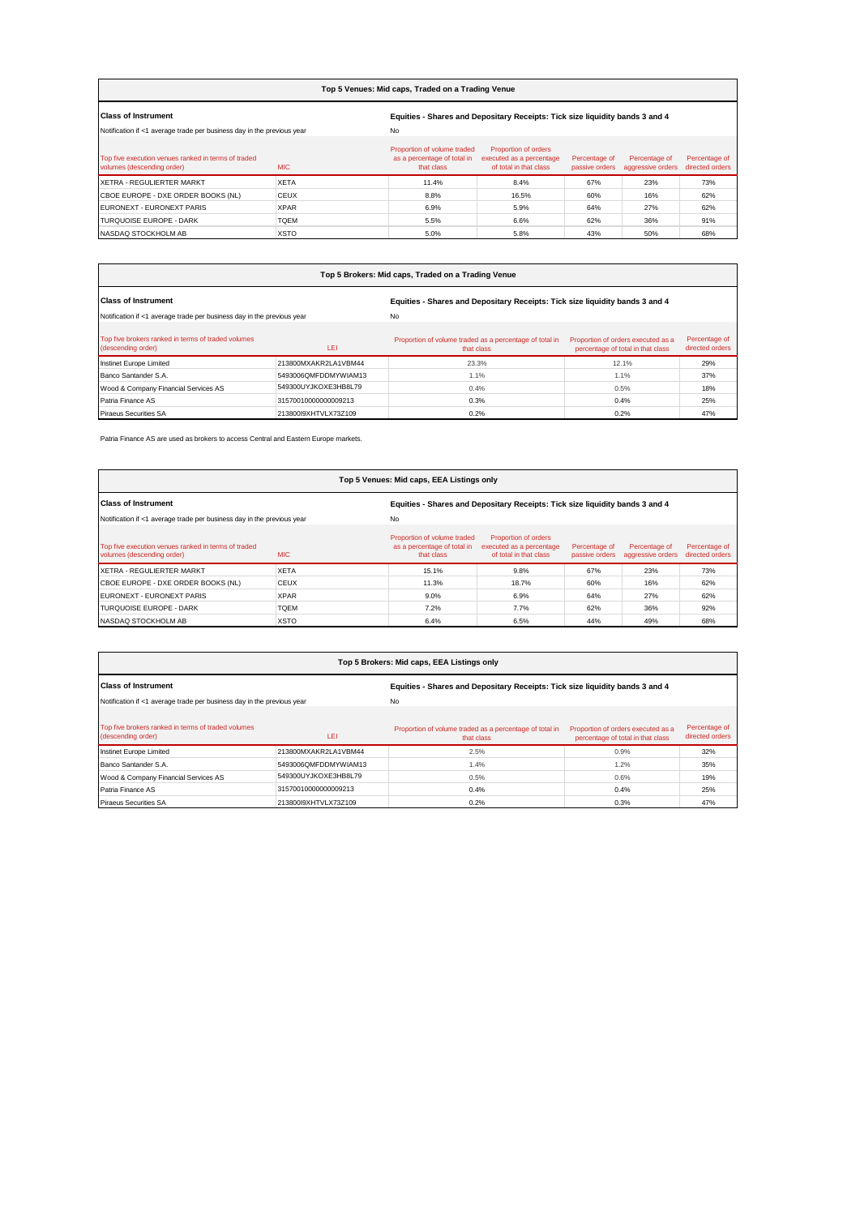## Top 5 Venues: Mid caps, Traded on a Trading Venue

| **Class of Instrument** | | **Equities - Shares and Depositary Receipts: Tick size liquidity bands 3 and 4** | | | | |
|---|---|---|---|---|---|---|
| Notification if <1 average trade per business day in the previous year | | No | | | | |
| Top five execution venues ranked in terms of traded volumes (descending order) | MIC | Proportion of volume traded as a percentage of total in that class | Proportion of orders executed as a percentage of total in that class | Percentage of passive orders | Percentage of aggressive orders | Percentage of directed orders |
| XETRA - REGULIERTER MARKT | XETA | 11.4% | 8.4% | 67% | 23% | 73% |
| CBOE EUROPE - DXE ORDER BOOKS (NL) | CEUX | 8.8% | 16.5% | 60% | 16% | 62% |
| EURONEXT - EURONEXT PARIS | XPAR | 6.9% | 5.9% | 64% | 27% | 62% |
| TURQUOISE EUROPE - DARK | TQEM | 5.5% | 6.6% | 62% | 36% | 91% |
| NASDAQ STOCKHOLM AB | XSTO | 5.0% | 5.8% | 43% | 50% | 68% |

## Top 5 Brokers: Mid caps, Traded on a Trading Venue

| **Class of Instrument** | | **Equities - Shares and Depositary Receipts: Tick size liquidity bands 3 and 4** | | |
|---|---|---|---|---|
| Notification if <1 average trade per business day in the previous year | | No | | |
| Top five brokers ranked in terms of traded volumes (descending order) | LEI | Proportion of volume traded as a percentage of total in that class | Proportion of orders executed as a percentage of total in that class | Percentage of directed orders |
| Instinet Europe Limited | 213800MXAKR2LA1VBM44 | 23.3% | 12.1% | 29% |
| Banco Santander S.A. | 5493006QMFDDMYWIAM13 | 1.1% | 1.1% | 37% |
| Wood & Company Financial Services AS | 549300UYJKOXE3HB8L79 | 0.4% | 0.5% | 18% |
| Patria Finance AS | 31570010000000009213 | 0.3% | 0.4% | 25% |
| Piraeus Securities SA | 213800I9XHTVLX73Z109 | 0.2% | 0.2% | 47% |

Patria Finance AS are used as brokers to access Central and Eastern Europe markets.

## Top 5 Venues: Mid caps, EEA Listings only

| **Class of Instrument** | | **Equities - Shares and Depositary Receipts: Tick size liquidity bands 3 and 4** | | | | |
|---|---|---|---|---|---|---|
| Notification if <1 average trade per business day in the previous year | | No | | | | |
| Top five execution venues ranked in terms of traded volumes (descending order) | MIC | Proportion of volume traded as a percentage of total in that class | Proportion of orders executed as a percentage of total in that class | Percentage of passive orders | Percentage of aggressive orders | Percentage of directed orders |
| XETRA - REGULIERTER MARKT | XETA | 15.1% | 9.8% | 67% | 23% | 73% |
| CBOE EUROPE - DXE ORDER BOOKS (NL) | CEUX | 11.3% | 18.7% | 60% | 16% | 62% |
| EURONEXT - EURONEXT PARIS | XPAR | 9.0% | 6.9% | 64% | 27% | 62% |
| TURQUOISE EUROPE - DARK | TQEM | 7.2% | 7.7% | 62% | 36% | 92% |
| NASDAQ STOCKHOLM AB | XSTO | 6.4% | 6.5% | 44% | 49% | 68% |

## Top 5 Brokers: Mid caps, EEA Listings only

| **Class of Instrument** | | **Equities - Shares and Depositary Receipts: Tick size liquidity bands 3 and 4** | | |
|---|---|---|---|---|
| Notification if <1 average trade per business day in the previous year | | No | | |
| Top five brokers ranked in terms of traded volumes (descending order) | LEI | Proportion of volume traded as a percentage of total in that class | Proportion of orders executed as a percentage of total in that class | Percentage of directed orders |
| Instinet Europe Limited | 213800MXAKR2LA1VBM44 | 2.5% | 0.9% | 32% |
| Banco Santander S.A. | 5493006QMFDDMYWIAM13 | 1.4% | 1.2% | 35% |
| Wood & Company Financial Services AS | 549300UYJKOXE3HB8L79 | 0.5% | 0.6% | 19% |
| Patria Finance AS | 31570010000000009213 | 0.4% | 0.4% | 25% |
| Piraeus Securities SA | 213800I9XHTVLX73Z109 | 0.2% | 0.3% | 47% |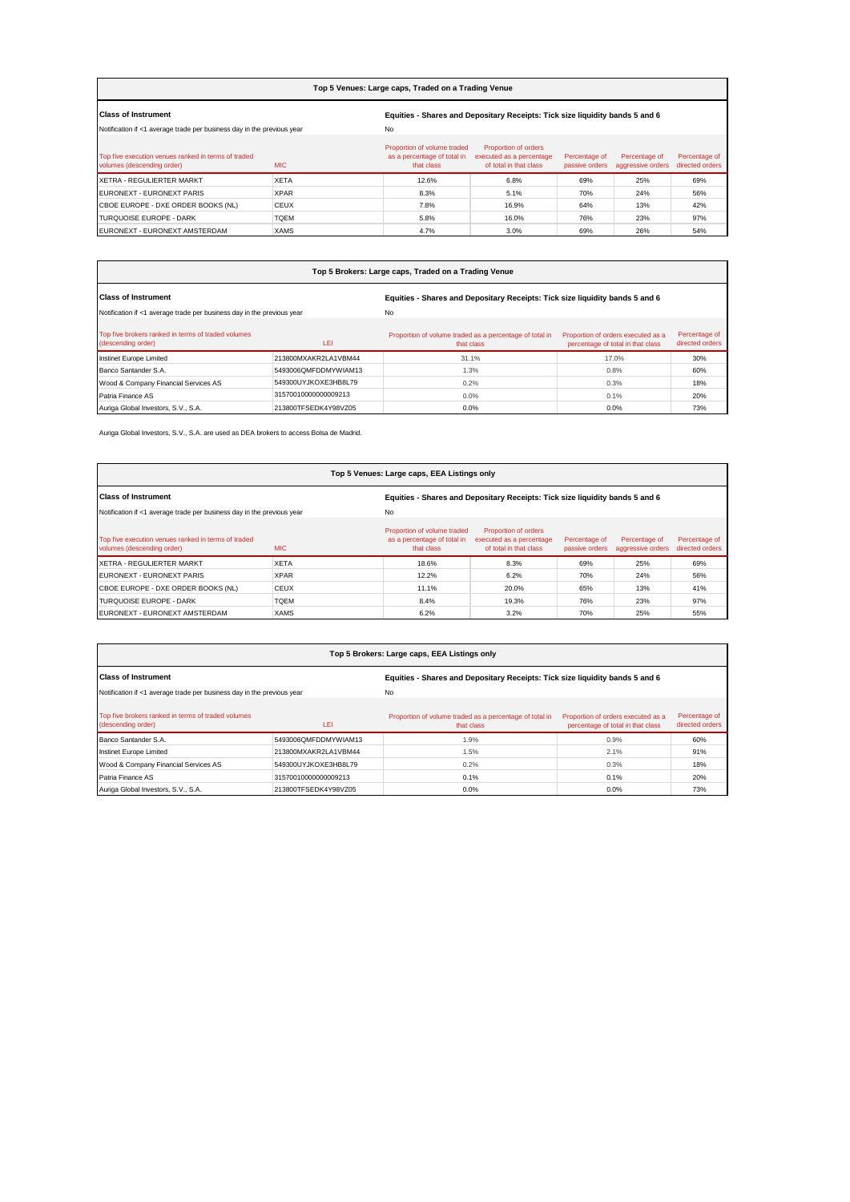### Top 5 Venues: Large caps, Traded on a Trading Venue

| Class of Instrument | | Equities - Shares and Depositary Receipts: Tick size liquidity bands 5 and 6 | | | | |
|---|---|---|---|---|---|---|
| Notification if <1 average trade per business day in the previous year | | No | | | | |
| Top five execution venues ranked in terms of traded volumes (descending order) | MIC | Proportion of volume traded as a percentage of total in that class | Proportion of orders executed as a percentage of total in that class | Percentage of passive orders | Percentage of aggressive orders | Percentage of directed orders |
| XETRA - REGULIERTER MARKT | XETA | 12.6% | 6.8% | 69% | 25% | 69% |
| EURONEXT - EURONEXT PARIS | XPAR | 8.3% | 5.1% | 70% | 24% | 56% |
| CBOE EUROPE - DXE ORDER BOOKS (NL) | CEUX | 7.8% | 16.9% | 64% | 13% | 42% |
| TURQUOISE EUROPE - DARK | TQEM | 5.8% | 16.0% | 76% | 23% | 97% |
| EURONEXT - EURONEXT AMSTERDAM | XAMS | 4.7% | 3.0% | 69% | 26% | 54% |

### Top 5 Brokers: Large caps, Traded on a Trading Venue

| Class of Instrument | | Equities - Shares and Depositary Receipts: Tick size liquidity bands 5 and 6 | | |
|---|---|---|---|---|
| Notification if <1 average trade per business day in the previous year | | No | | |
| Top five brokers ranked in terms of traded volumes (descending order) | LEI | Proportion of volume traded as a percentage of total in that class | Proportion of orders executed as a percentage of total in that class | Percentage of directed orders |
| Instinet Europe Limited | 213800MXAKR2LA1VBM44 | 31.1% | 17.0% | 30% |
| Banco Santander S.A. | 5493006QMFDDMYWIAM13 | 1.3% | 0.8% | 60% |
| Wood & Company Financial Services AS | 549300UYJKOXE3HB8L79 | 0.2% | 0.3% | 18% |
| Patria Finance AS | 31570010000000009213 | 0.0% | 0.1% | 20% |
| Auriga Global Investors, S.V., S.A. | 213800TFSEDK4Y98VZ05 | 0.0% | 0.0% | 73% |

Auriga Global Investors, S.V., S.A. are used as DEA brokers to access Bolsa de Madrid.

### Top 5 Venues: Large caps, EEA Listings only

| Class of Instrument | | Equities - Shares and Depositary Receipts: Tick size liquidity bands 5 and 6 | | | | |
|---|---|---|---|---|---|---|
| Notification if <1 average trade per business day in the previous year | | No | | | | |
| Top five execution venues ranked in terms of traded volumes (descending order) | MIC | Proportion of volume traded as a percentage of total in that class | Proportion of orders executed as a percentage of total in that class | Percentage of passive orders | Percentage of aggressive orders | Percentage of directed orders |
| XETRA - REGULIERTER MARKT | XETA | 18.6% | 8.3% | 69% | 25% | 69% |
| EURONEXT - EURONEXT PARIS | XPAR | 12.2% | 6.2% | 70% | 24% | 56% |
| CBOE EUROPE - DXE ORDER BOOKS (NL) | CEUX | 11.1% | 20.0% | 65% | 13% | 41% |
| TURQUOISE EUROPE - DARK | TQEM | 8.4% | 19.3% | 76% | 23% | 97% |
| EURONEXT - EURONEXT AMSTERDAM | XAMS | 6.2% | 3.2% | 70% | 25% | 55% |

### Top 5 Brokers: Large caps, EEA Listings only

| Class of Instrument | | Equities - Shares and Depositary Receipts: Tick size liquidity bands 5 and 6 | | |
|---|---|---|---|---|
| Notification if <1 average trade per business day in the previous year | | No | | |
| Top five brokers ranked in terms of traded volumes (descending order) | LEI | Proportion of volume traded as a percentage of total in that class | Proportion of orders executed as a percentage of total in that class | Percentage of directed orders |
| Banco Santander S.A. | 5493006QMFDDMYWIAM13 | 1.9% | 0.9% | 60% |
| Instinet Europe Limited | 213800MXAKR2LA1VBM44 | 1.5% | 2.1% | 91% |
| Wood & Company Financial Services AS | 549300UYJKOXE3HB8L79 | 0.2% | 0.3% | 18% |
| Patria Finance AS | 31570010000000009213 | 0.1% | 0.1% | 20% |
| Auriga Global Investors, S.V., S.A. | 213800TFSEDK4Y98VZ05 | 0.0% | 0.0% | 73% |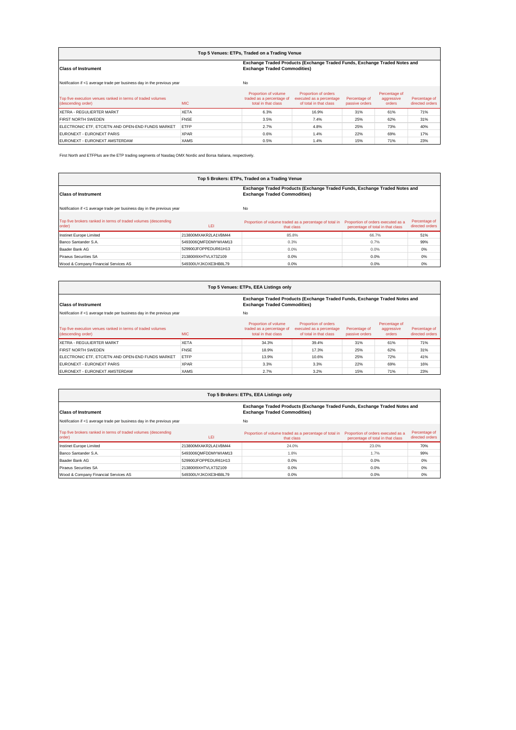**Top 5 Venues: ETPs, Traded on a Trading Venue**

| Class of Instrument | | Exchange Traded Products (Exchange Traded Funds, Exchange Traded Notes and Exchange Traded Commodities) | | | | |
|---|---|---|---|---|---|---|
| Notification if <1 average trade per business day in the previous year | | No | | | | |
| Top five execution venues ranked in terms of traded volumes (descending order) | MIC | Proportion of volume traded as a percentage of total in that class | Proportion of orders executed as a percentage of total in that class | Percentage of passive orders | Percentage of aggressive orders | Percentage of directed orders |
| XETRA - REGULIERTER MARKT | XETA | 6.3% | 16.9% | 31% | 61% | 71% |
| FIRST NORTH SWEDEN | FNSE | 3.5% | 7.4% | 25% | 62% | 31% |
| ELECTRONIC ETF, ETC/ETN AND OPEN-END FUNDS MARKET | ETFP | 2.7% | 4.8% | 25% | 73% | 40% |
| EURONEXT - EURONEXT PARIS | XPAR | 0.6% | 1.4% | 22% | 69% | 17% |
| EURONEXT - EURONEXT AMSTERDAM | XAMS | 0.5% | 1.4% | 15% | 71% | 23% |

First North and ETFPlus are the ETP trading segments of Nasdaq OMX Nordic and Borsa Italiana, respectively.

**Top 5 Brokers: ETPs, Traded on a Trading Venue**

| Class of Instrument | | Exchange Traded Products (Exchange Traded Funds, Exchange Traded Notes and Exchange Traded Commodities) | | |
|---|---|---|---|---|
| Notification if <1 average trade per business day in the previous year | | No | | |
| Top five brokers ranked in terms of traded volumes (descending order) | LEI | Proportion of volume traded as a percentage of total in that class | Proportion of orders executed as a percentage of total in that class | Percentage of directed orders |
| Instinet Europe Limited | 213800MXAKR2LA1VBM44 | 85.8% | 66.7% | 51% |
| Banco Santander S.A. | 5493006QMFDDMYWIAM13 | 0.3% | 0.7% | 99% |
| Baader Bank AG | 529900JFOPPEDUR61H13 | 0.0% | 0.0% | 0% |
| Piraeus Securities SA | 213800I9XHTVLX73Z109 | 0.0% | 0.0% | 0% |
| Wood & Company Financial Services AS | 549300UYJKOXE3HB8L79 | 0.0% | 0.0% | 0% |

**Top 5 Venues: ETPs, EEA Listings only**

| Class of Instrument | | Exchange Traded Products (Exchange Traded Funds, Exchange Traded Notes and Exchange Traded Commodities) | | | | |
|---|---|---|---|---|---|---|
| Notification if <1 average trade per business day in the previous year | | No | | | | |
| Top five execution venues ranked in terms of traded volumes (descending order) | MIC | Proportion of volume traded as a percentage of total in that class | Proportion of orders executed as a percentage of total in that class | Percentage of passive orders | Percentage of aggressive orders | Percentage of directed orders |
| XETRA - REGULIERTER MARKT | XETA | 34.3% | 39.4% | 31% | 61% | 71% |
| FIRST NORTH SWEDEN | FNSE | 18.9% | 17.3% | 25% | 62% | 31% |
| ELECTRONIC ETF, ETC/ETN AND OPEN-END FUNDS MARKET | ETFP | 13.9% | 10.6% | 25% | 72% | 41% |
| EURONEXT - EURONEXT PARIS | XPAR | 3.3% | 3.3% | 22% | 69% | 16% |
| EURONEXT - EURONEXT AMSTERDAM | XAMS | 2.7% | 3.2% | 15% | 71% | 23% |

**Top 5 Brokers: ETPs, EEA Listings only**

| Class of Instrument | | Exchange Traded Products (Exchange Traded Funds, Exchange Traded Notes and Exchange Traded Commodities) | | |
|---|---|---|---|---|
| Notification if <1 average trade per business day in the previous year | | No | | |
| Top five brokers ranked in terms of traded volumes (descending order) | LEI | Proportion of volume traded as a percentage of total in that class | Proportion of orders executed as a percentage of total in that class | Percentage of directed orders |
| Instinet Europe Limited | 213800MXAKR2LA1VBM44 | 24.0% | 23.0% | 70% |
| Banco Santander S.A. | 5493006QMFDDMYWIAM13 | 1.8% | 1.7% | 99% |
| Baader Bank AG | 529900JFOPPEDUR61H13 | 0.0% | 0.0% | 0% |
| Piraeus Securities SA | 213800I9XHTVLX73Z109 | 0.0% | 0.0% | 0% |
| Wood & Company Financial Services AS | 549300UYJKOXE3HB8L79 | 0.0% | 0.0% | 0% |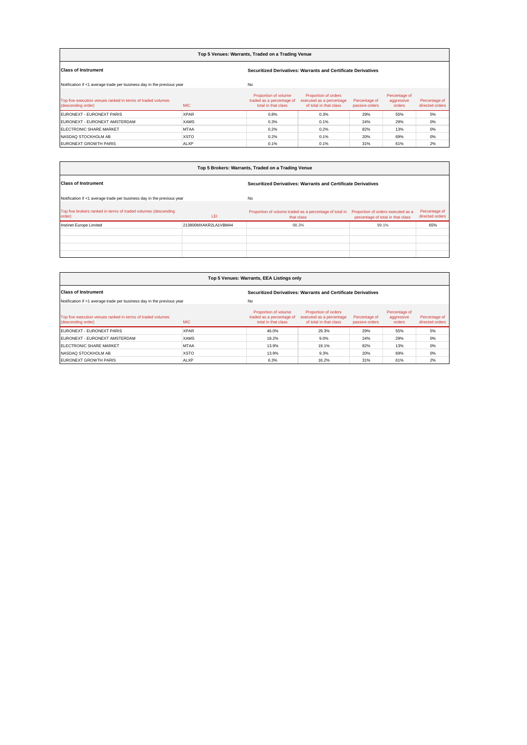## Top 5 Venues: Warrants, Traded on a Trading Venue

| Class of Instrument | | Securitized Derivatives: Warrants and Certificate Derivatives | | | | |
|---|---|---|---|---|---|---|
| Notification if <1 average trade per business day in the previous year | | No | | | | |
| Top five execution venues ranked in terms of traded volumes (descending order) | MIC | Proportion of volume traded as a percentage of total in that class | Proportion of orders executed as a percentage of total in that class | Percentage of passive orders | Percentage of aggressive orders | Percentage of directed orders |
| EURONEXT - EURONEXT PARIS | XPAR | 0.8% | 0.3% | 29% | 55% | 5% |
| EURONEXT - EURONEXT AMSTERDAM | XAMS | 0.3% | 0.1% | 24% | 29% | 0% |
| ELECTRONIC SHARE MARKET | MTAA | 0.2% | 0.2% | 82% | 13% | 0% |
| NASDAQ STOCKHOLM AB | XSTO | 0.2% | 0.1% | 20% | 69% | 0% |
| EURONEXT GROWTH PARIS | ALXP | 0.1% | 0.1% | 31% | 61% | 2% |

## Top 5 Brokers: Warrants, Traded on a Trading Venue

| Class of Instrument | | Securitized Derivatives: Warrants and Certificate Derivatives | | |
|---|---|---|---|---|
| Notification if <1 average trade per business day in the previous year | | No | | |
| Top five brokers ranked in terms of traded volumes (descending order) | LEI | Proportion of volume traded as a percentage of total in that class | Proportion of orders executed as a percentage of total in that class | Percentage of directed orders |
| Instinet Europe Limited | 213800MXAKR2LA1VBM44 | 98.3% | 99.1% | 65% |
| | | | | |
| | | | | |
| | | | | |
| | | | | |

## Top 5 Venues: Warrants, EEA Listings only

| Class of Instrument | | Securitized Derivatives: Warrants and Certificate Derivatives | | | | |
|---|---|---|---|---|---|---|
| Notification if <1 average trade per business day in the previous year | | No | | | | |
| Top five execution venues ranked in terms of traded volumes (descending order) | MIC | Proportion of volume traded as a percentage of total in that class | Proportion of orders executed as a percentage of total in that class | Percentage of passive orders | Percentage of aggressive orders | Percentage of directed orders |
| EURONEXT - EURONEXT PARIS | XPAR | 46.0% | 29.3% | 29% | 55% | 5% |
| EURONEXT - EURONEXT AMSTERDAM | XAMS | 18.2% | 9.0% | 24% | 29% | 0% |
| ELECTRONIC SHARE MARKET | MTAA | 13.9% | 19.1% | 82% | 13% | 0% |
| NASDAQ STOCKHOLM AB | XSTO | 13.9% | 9.3% | 20% | 69% | 0% |
| EURONEXT GROWTH PARIS | ALXP | 6.3% | 16.2% | 31% | 61% | 2% |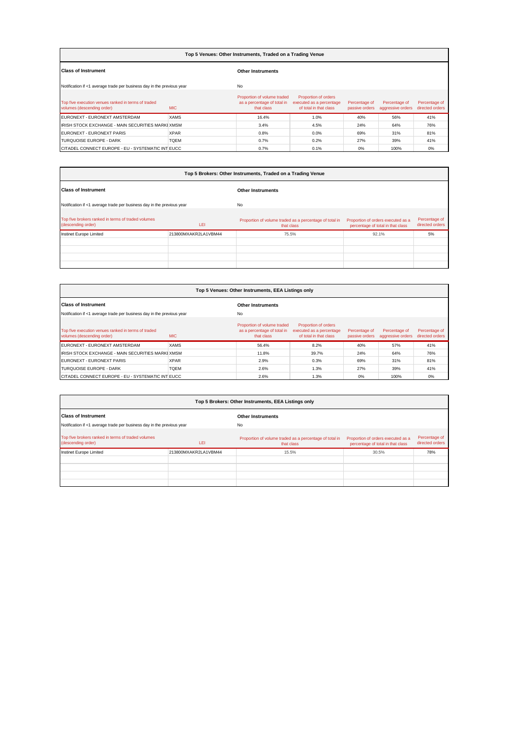## Top 5 Venues: Other Instruments, Traded on a Trading Venue

| Class of Instrument | | Other Instruments | | | | |
|---|---|---|---|---|---|---|
| Notification if <1 average trade per business day in the previous year | | No | | | | |
| Top five execution venues ranked in terms of traded volumes (descending order) | MIC | Proportion of volume traded as a percentage of total in that class | Proportion of orders executed as a percentage of total in that class | Percentage of passive orders | Percentage of aggressive orders | Percentage of directed orders |
| EURONEXT - EURONEXT AMSTERDAM | XAMS | 16.4% | 1.0% | 40% | 56% | 41% |
| IRISH STOCK EXCHANGE - MAIN SECURITIES MARKE | XMSM | 3.4% | 4.5% | 24% | 64% | 76% |
| EURONEXT - EURONEXT PARIS | XPAR | 0.8% | 0.0% | 69% | 31% | 81% |
| TURQUOISE EUROPE - DARK | TQEM | 0.7% | 0.2% | 27% | 39% | 41% |
| CITADEL CONNECT EUROPE - EU - SYSTEMATIC INT | EUCC | 0.7% | 0.1% | 0% | 100% | 0% |

## Top 5 Brokers: Other Instruments, Traded on a Trading Venue

| Class of Instrument | | Other Instruments | | |
|---|---|---|---|---|
| Notification if <1 average trade per business day in the previous year | | No | | |
| Top five brokers ranked in terms of traded volumes (descending order) | LEI | Proportion of volume traded as a percentage of total in that class | Proportion of orders executed as a percentage of total in that class | Percentage of directed orders |
| Instinet Europe Limited | 213800MXAKR2LA1VBM44 | 75.5% | 92.1% | 5% |
| | | | | |
| | | | | |
| | | | | |
| | | | | |

## Top 5 Venues: Other Instruments, EEA Listings only

| Class of Instrument | | Other Instruments | | | | |
|---|---|---|---|---|---|---|
| Notification if <1 average trade per business day in the previous year | | No | | | | |
| Top five execution venues ranked in terms of traded volumes (descending order) | MIC | Proportion of volume traded as a percentage of total in that class | Proportion of orders executed as a percentage of total in that class | Percentage of passive orders | Percentage of aggressive orders | Percentage of directed orders |
| EURONEXT - EURONEXT AMSTERDAM | XAMS | 56.4% | 8.2% | 40% | 57% | 41% |
| IRISH STOCK EXCHANGE - MAIN SECURITIES MARKE | XMSM | 11.8% | 39.7% | 24% | 64% | 76% |
| EURONEXT - EURONEXT PARIS | XPAR | 2.9% | 0.3% | 69% | 31% | 81% |
| TURQUOISE EUROPE - DARK | TQEM | 2.6% | 1.3% | 27% | 39% | 41% |
| CITADEL CONNECT EUROPE - EU - SYSTEMATIC INT | EUCC | 2.6% | 1.3% | 0% | 100% | 0% |

## Top 5 Brokers: Other Instruments, EEA Listings only

| Class of Instrument | | Other Instruments | | |
|---|---|---|---|---|
| Notification if <1 average trade per business day in the previous year | | No | | |
| Top five brokers ranked in terms of traded volumes (descending order) | LEI | Proportion of volume traded as a percentage of total in that class | Proportion of orders executed as a percentage of total in that class | Percentage of directed orders |
| Instinet Europe Limited | 213800MXAKR2LA1VBM44 | 15.5% | 30.5% | 78% |
| | | | | |
| | | | | |
| | | | | |
| | | | | |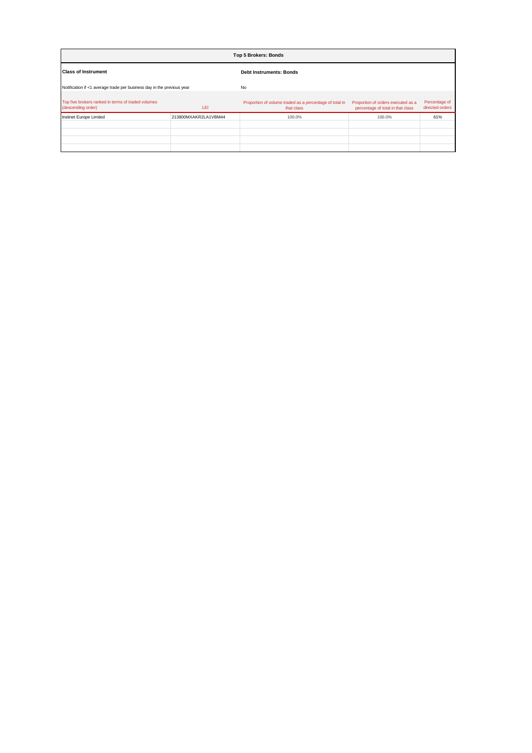| Top 5 Brokers: Bonds | | | | |
|---|---|---|---|---|
| **Class of Instrument** | | **Debt Instruments: Bonds** | | |
| Notification if <1 average trade per business day in the previous year | | No | | |
| Top five brokers ranked in terms of traded volumes (descending order) | LEI | Proportion of volume traded as a percentage of total in that class | Proportion of orders executed as a percentage of total in that class | Percentage of directed orders |
| Instinet Europe Limited | 213800MXAKR2LA1VBM44 | 100.0% | 100.0% | 61% |
| | | | | |
| | | | | |
| | | | | |
| | | | | |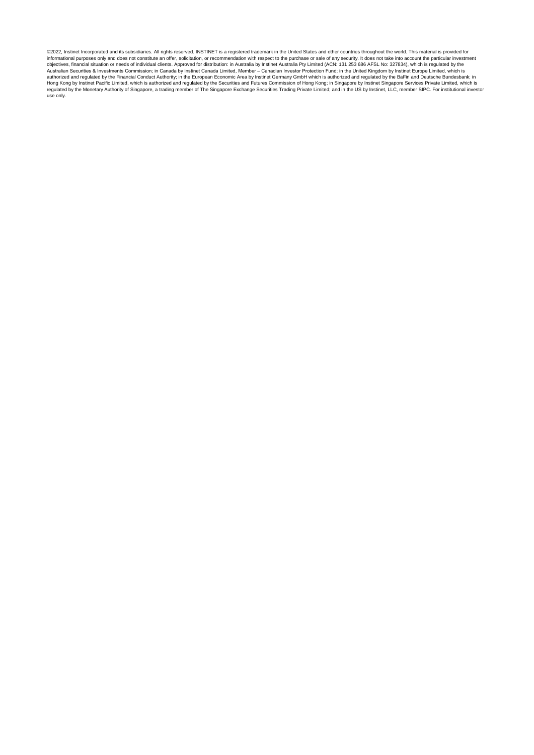©2022, Instinet Incorporated and its subsidiaries. All rights reserved. INSTINET is a registered trademark in the United States and other countries throughout the world. This material is provided for informational purposes only and does not constitute an offer, solicitation, or recommendation with respect to the purchase or sale of any security. It does not take into account the particular investment objectives, financial situation or needs of individual clients. Approved for distribution: in Australia by Instinet Australia Pty Limited (ACN: 131 253 686 AFSL No: 327834), which is regulated by the Australian Securities & Investments Commission; in Canada by Instinet Canada Limited, Member – Canadian Investor Protection Fund; in the United Kingdom by Instinet Europe Limited, which is authorized and regulated by the Financial Conduct Authority; in the European Economic Area by Instinet Germany GmbH which is authorized and regulated by the BaFin and Deutsche Bundesbank; in Hong Kong by Instinet Pacific Limited, which is authorized and regulated by the Securities and Futures Commission of Hong Kong; in Singapore by Instinet Singapore Services Private Limited, which is regulated by the Monetary Authority of Singapore, a trading member of The Singapore Exchange Securities Trading Private Limited; and in the US by Instinet, LLC, member SIPC. For institutional investor use only.